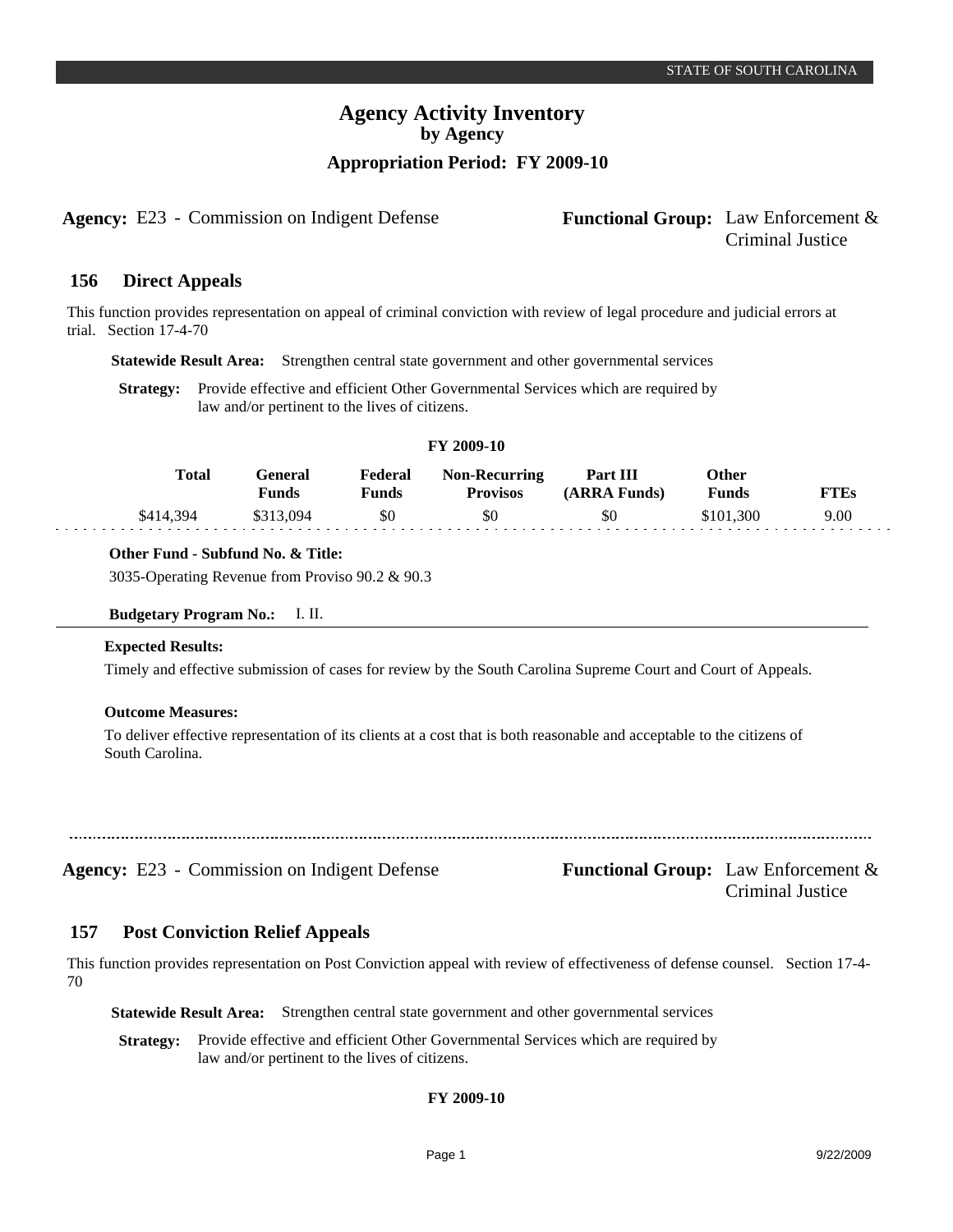# Agency Activity Inventory
## by Agency
### Appropriation Period: FY 2009-10

**Agency:** E23 - Commission on Indigent Defense

**Functional Group:** Law Enforcement & Criminal Justice

## 156 Direct Appeals

This function provides representation on appeal of criminal conviction with review of legal procedure and judicial errors at trial. Section 17-4-70

**Statewide Result Area:** Strengthen central state government and other governmental services

**Strategy:** Provide effective and efficient Other Governmental Services which are required by law and/or pertinent to the lives of citizens.

**FY 2009-10**

| Total | General Funds | Federal Funds | Non-Recurring Provisos | Part III (ARRA Funds) | Other Funds | FTEs |
|---|---|---|---|---|---|---|
| $414,394 | $313,094 | $0 | $0 | $0 | $101,300 | 9.00 |

**Other Fund - Subfund No. & Title:**

3035-Operating Revenue from Proviso 90.2 & 90.3

**Budgetary Program No.:** I. II.

**Expected Results:**

Timely and effective submission of cases for review by the South Carolina Supreme Court and Court of Appeals.

**Outcome Measures:**

To deliver effective representation of its clients at a cost that is both reasonable and acceptable to the citizens of South Carolina.

---

**Agency:** E23 - Commission on Indigent Defense

**Functional Group:** Law Enforcement & Criminal Justice

## 157 Post Conviction Relief Appeals

This function provides representation on Post Conviction appeal with review of effectiveness of defense counsel. Section 17-4-70

**Statewide Result Area:** Strengthen central state government and other governmental services

**Strategy:** Provide effective and efficient Other Governmental Services which are required by law and/or pertinent to the lives of citizens.

**FY 2009-10**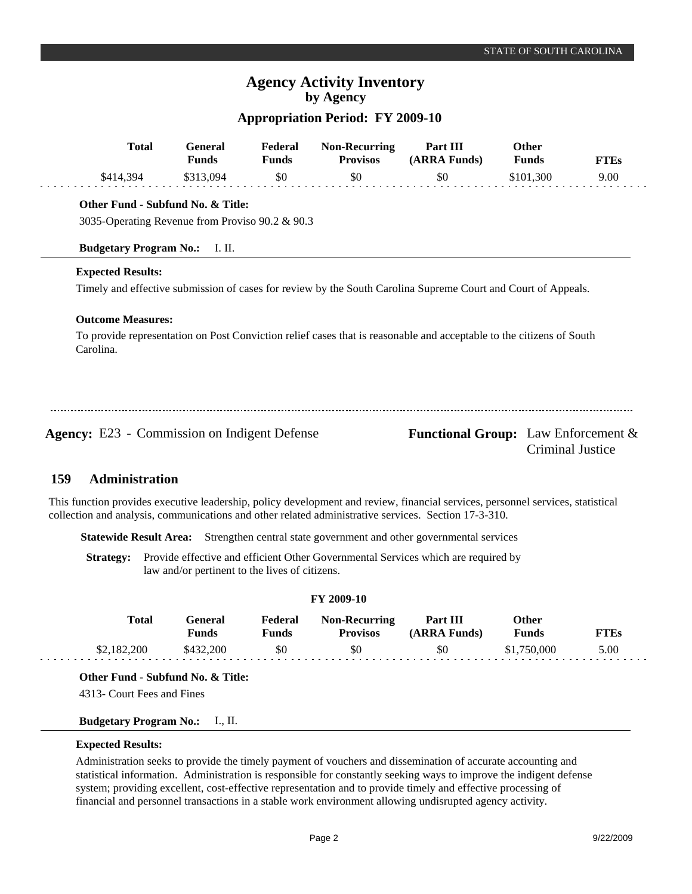# Agency Activity Inventory
## by Agency
### Appropriation Period: FY 2009-10

| Total | General Funds | Federal Funds | Non-Recurring Provisos | Part III (ARRA Funds) | Other Funds | FTEs |
|---|---|---|---|---|---|---|
| $414,394 | $313,094 | $0 | $0 | $0 | $101,300 | 9.00 |

**Other Fund - Subfund No. & Title:**

3035-Operating Revenue from Proviso 90.2 & 90.3

**Budgetary Program No.:** I. II.

**Expected Results:**

Timely and effective submission of cases for review by the South Carolina Supreme Court and Court of Appeals.

**Outcome Measures:**

To provide representation on Post Conviction relief cases that is reasonable and acceptable to the citizens of South Carolina.

---

**Agency:** E23 - Commission on Indigent Defense

**Functional Group:** Law Enforcement & Criminal Justice

## 159 Administration

This function provides executive leadership, policy development and review, financial services, personnel services, statistical collection and analysis, communications and other related administrative services. Section 17-3-310.

**Statewide Result Area:** Strengthen central state government and other governmental services

**Strategy:** Provide effective and efficient Other Governmental Services which are required by law and/or pertinent to the lives of citizens.

**FY 2009-10**

| Total | General Funds | Federal Funds | Non-Recurring Provisos | Part III (ARRA Funds) | Other Funds | FTEs |
|---|---|---|---|---|---|---|
| $2,182,200 | $432,200 | $0 | $0 | $0 | $1,750,000 | 5.00 |

**Other Fund - Subfund No. & Title:**

4313- Court Fees and Fines

**Budgetary Program No.:** I., II.

**Expected Results:**

Administration seeks to provide the timely payment of vouchers and dissemination of accurate accounting and statistical information. Administration is responsible for constantly seeking ways to improve the indigent defense system; providing excellent, cost-effective representation and to provide timely and effective processing of financial and personnel transactions in a stable work environment allowing undisrupted agency activity.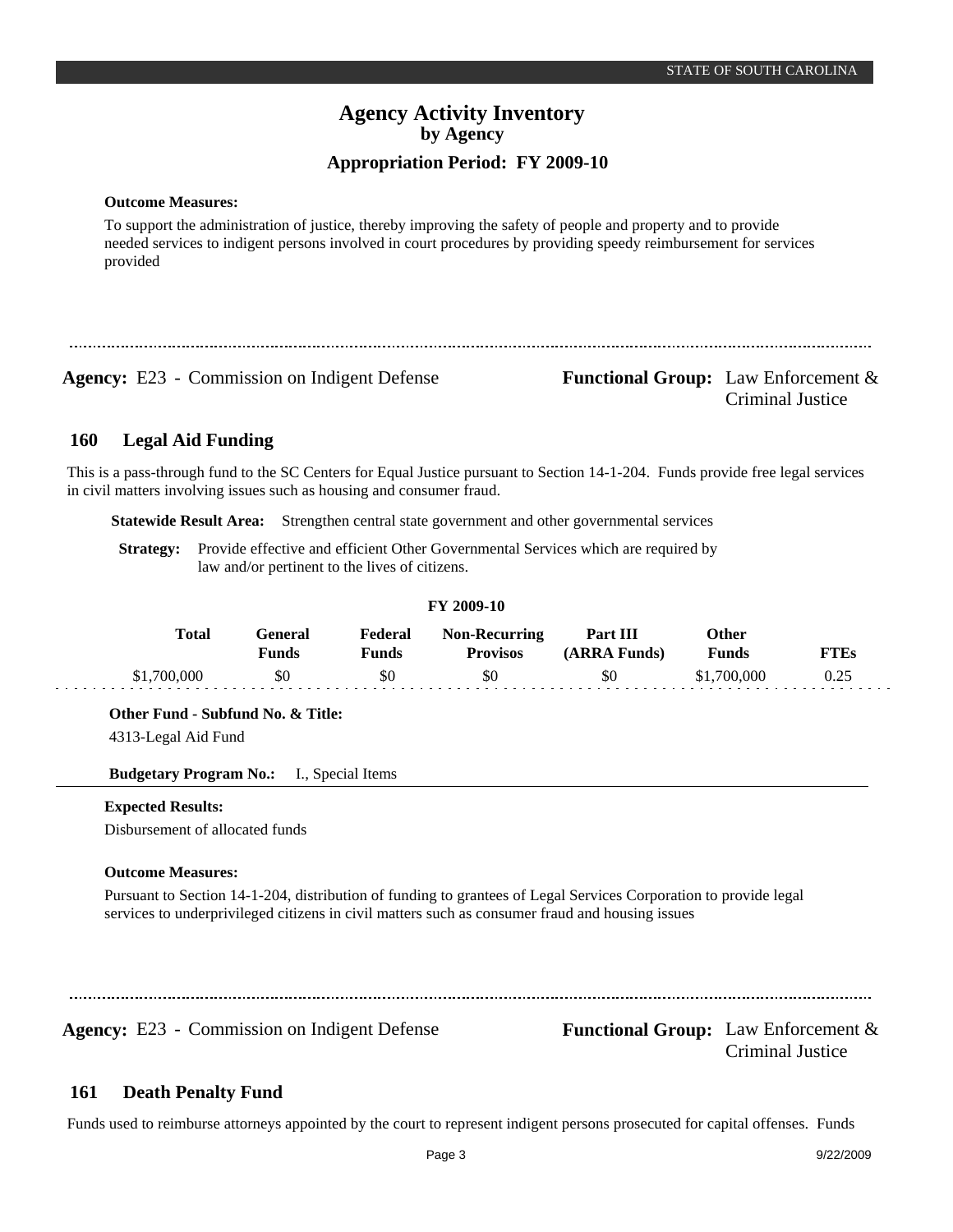**Outcome Measures:**

To support the administration of justice, thereby improving the safety of people and property and to provide needed services to indigent persons involved in court procedures by providing speedy reimbursement for services provided

---

**Agency:** E23 - Commission on Indigent Defense

**Functional Group:** Law Enforcement & Criminal Justice

## 160 Legal Aid Funding

This is a pass-through fund to the SC Centers for Equal Justice pursuant to Section 14-1-204. Funds provide free legal services in civil matters involving issues such as housing and consumer fraud.

**Statewide Result Area:** Strengthen central state government and other governmental services

**Strategy:** Provide effective and efficient Other Governmental Services which are required by law and/or pertinent to the lives of citizens.

FY 2009-10

| Total | General Funds | Federal Funds | Non-Recurring Provisos | Part III (ARRA Funds) | Other Funds | FTEs |
|---|---|---|---|---|---|---|
| $1,700,000 | $0 | $0 | $0 | $0 | $1,700,000 | 0.25 |

**Other Fund - Subfund No. & Title:**

4313-Legal Aid Fund

**Budgetary Program No.:** I., Special Items

**Expected Results:**

Disbursement of allocated funds

**Outcome Measures:**

Pursuant to Section 14-1-204, distribution of funding to grantees of Legal Services Corporation to provide legal services to underprivileged citizens in civil matters such as consumer fraud and housing issues

---

**Agency:** E23 - Commission on Indigent Defense

**Functional Group:** Law Enforcement & Criminal Justice

## 161 Death Penalty Fund

Funds used to reimburse attorneys appointed by the court to represent indigent persons prosecuted for capital offenses. Funds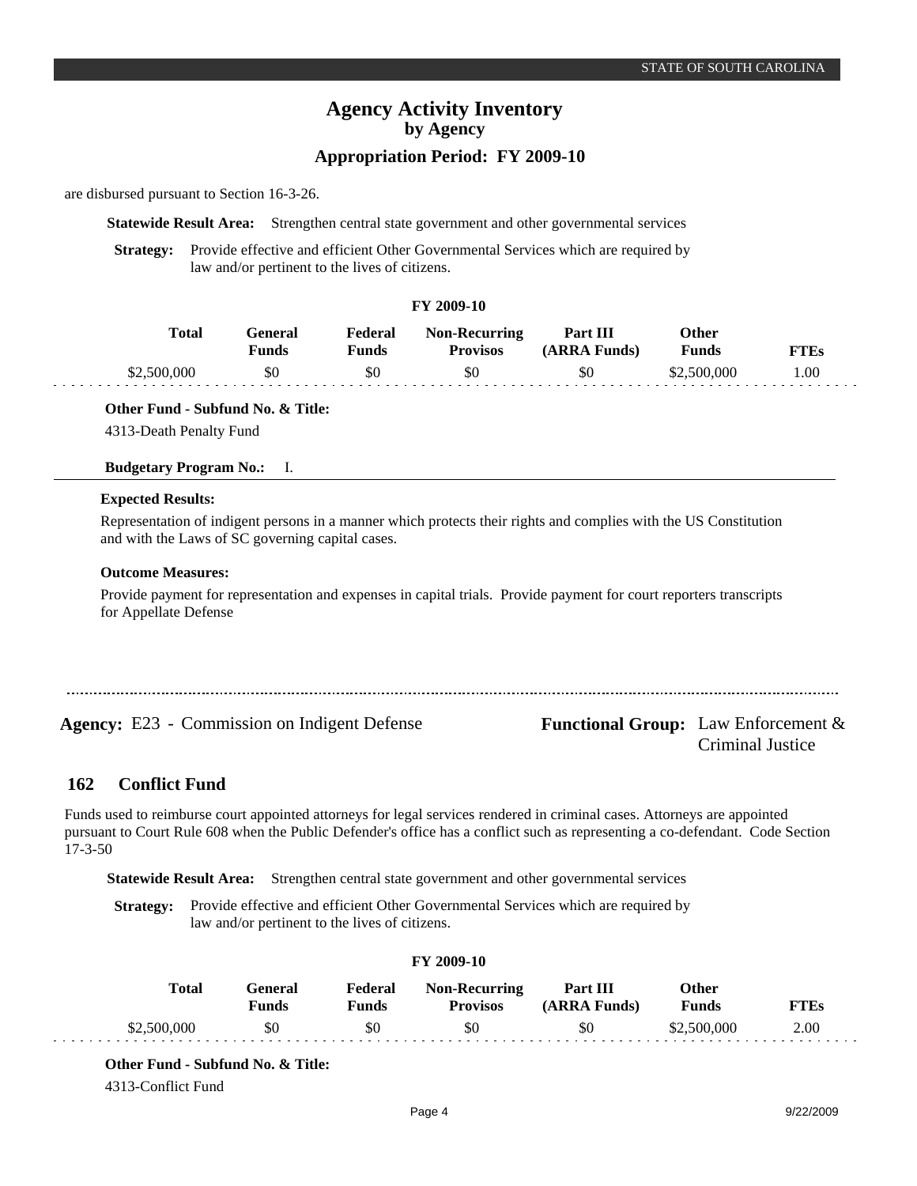are disbursed pursuant to Section 16-3-26.

**Statewide Result Area:** Strengthen central state government and other governmental services

**Strategy:** Provide effective and efficient Other Governmental Services which are required by law and/or pertinent to the lives of citizens.

**FY 2009-10**

| Total | General Funds | Federal Funds | Non-Recurring Provisos | Part III (ARRA Funds) | Other Funds | FTEs |
|---|---|---|---|---|---|---|
| $2,500,000 | $0 | $0 | $0 | $0 | $2,500,000 | 1.00 |

**Other Fund - Subfund No. & Title:**

4313-Death Penalty Fund

**Budgetary Program No.:** I.

**Expected Results:**

Representation of indigent persons in a manner which protects their rights and complies with the US Constitution and with the Laws of SC governing capital cases.

**Outcome Measures:**

Provide payment for representation and expenses in capital trials. Provide payment for court reporters transcripts for Appellate Defense

---

**Agency:** E23 - Commission on Indigent Defense

**Functional Group:** Law Enforcement & Criminal Justice

## 162 Conflict Fund

Funds used to reimburse court appointed attorneys for legal services rendered in criminal cases. Attorneys are appointed pursuant to Court Rule 608 when the Public Defender's office has a conflict such as representing a co-defendant. Code Section 17-3-50

**Statewide Result Area:** Strengthen central state government and other governmental services

**Strategy:** Provide effective and efficient Other Governmental Services which are required by law and/or pertinent to the lives of citizens.

**FY 2009-10**

| Total | General Funds | Federal Funds | Non-Recurring Provisos | Part III (ARRA Funds) | Other Funds | FTEs |
|---|---|---|---|---|---|---|
| $2,500,000 | $0 | $0 | $0 | $0 | $2,500,000 | 2.00 |

**Other Fund - Subfund No. & Title:**

4313-Conflict Fund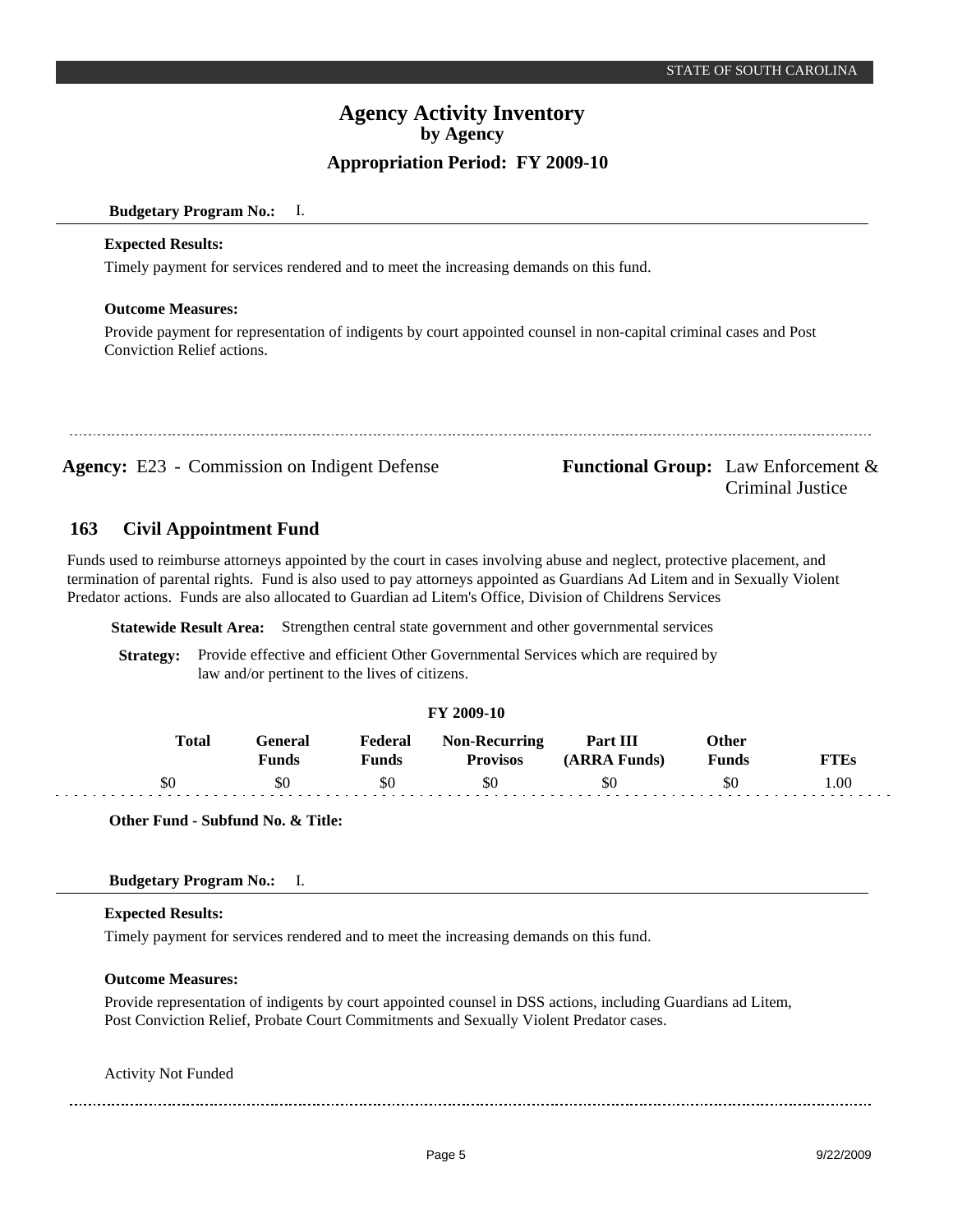**Budgetary Program No.:** I.

**Expected Results:**

Timely payment for services rendered and to meet the increasing demands on this fund.

**Outcome Measures:**

Provide payment for representation of indigents by court appointed counsel in non-capital criminal cases and Post Conviction Relief actions.

---

**Agency:** E23 - Commission on Indigent Defense

**Functional Group:** Law Enforcement & Criminal Justice

## 163 Civil Appointment Fund

Funds used to reimburse attorneys appointed by the court in cases involving abuse and neglect, protective placement, and termination of parental rights. Fund is also used to pay attorneys appointed as Guardians Ad Litem and in Sexually Violent Predator actions. Funds are also allocated to Guardian ad Litem's Office, Division of Childrens Services

**Statewide Result Area:** Strengthen central state government and other governmental services

**Strategy:** Provide effective and efficient Other Governmental Services which are required by law and/or pertinent to the lives of citizens.

**FY 2009-10**

| Total | General Funds | Federal Funds | Non-Recurring Provisos | Part III (ARRA Funds) | Other Funds | FTEs |
|---|---|---|---|---|---|---|
| $0 | $0 | $0 | $0 | $0 | $0 | 1.00 |

**Other Fund - Subfund No. & Title:**

**Budgetary Program No.:** I.

**Expected Results:**

Timely payment for services rendered and to meet the increasing demands on this fund.

**Outcome Measures:**

Provide representation of indigents by court appointed counsel in DSS actions, including Guardians ad Litem, Post Conviction Relief, Probate Court Commitments and Sexually Violent Predator cases.

Activity Not Funded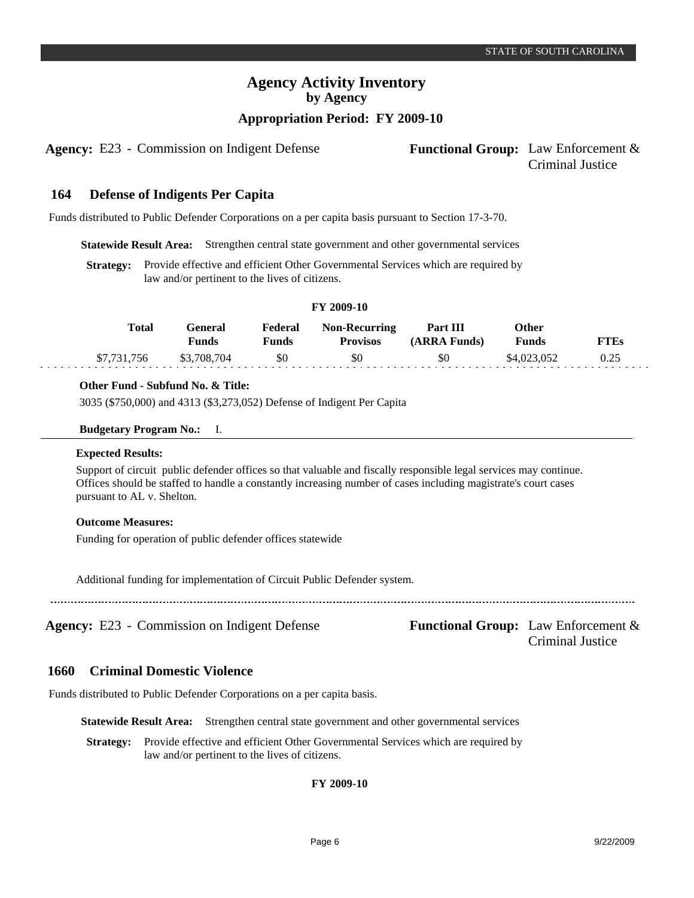# Agency Activity Inventory
## by Agency
### Appropriation Period: FY 2009-10

**Agency:** E23 - Commission on Indigent Defense **Functional Group:** Law Enforcement & Criminal Justice

## 164 Defense of Indigents Per Capita

Funds distributed to Public Defender Corporations on a per capita basis pursuant to Section 17-3-70.

**Statewide Result Area:** Strengthen central state government and other governmental services

**Strategy:** Provide effective and efficient Other Governmental Services which are required by law and/or pertinent to the lives of citizens.

**FY 2009-10**

| Total | General Funds | Federal Funds | Non-Recurring Provisos | Part III (ARRA Funds) | Other Funds | FTEs |
|---|---|---|---|---|---|---|
| $7,731,756 | $3,708,704 | $0 | $0 | $0 | $4,023,052 | 0.25 |

**Other Fund - Subfund No. & Title:**

3035 ($750,000) and 4313 ($3,273,052) Defense of Indigent Per Capita

**Budgetary Program No.:** I.

**Expected Results:**

Support of circuit public defender offices so that valuable and fiscally responsible legal services may continue. Offices should be staffed to handle a constantly increasing number of cases including magistrate's court cases pursuant to AL v. Shelton.

**Outcome Measures:**

Funding for operation of public defender offices statewide

Additional funding for implementation of Circuit Public Defender system.

---

**Agency:** E23 - Commission on Indigent Defense **Functional Group:** Law Enforcement & Criminal Justice

## 1660 Criminal Domestic Violence

Funds distributed to Public Defender Corporations on a per capita basis.

**Statewide Result Area:** Strengthen central state government and other governmental services

**Strategy:** Provide effective and efficient Other Governmental Services which are required by law and/or pertinent to the lives of citizens.

**FY 2009-10**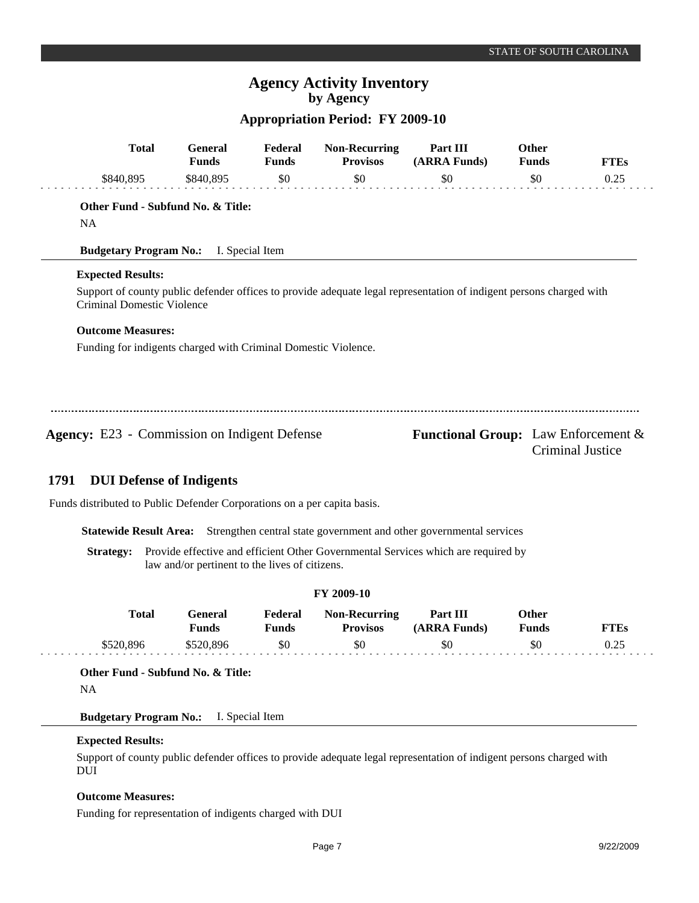| Total | General Funds | Federal Funds | Non-Recurring Provisos | Part III (ARRA Funds) | Other Funds | FTEs |
|---|---|---|---|---|---|---|
| $840,895 | $840,895 | $0 | $0 | $0 | $0 | 0.25 |

**Other Fund - Subfund No. & Title:**

NA

**Budgetary Program No.:** I. Special Item

**Expected Results:**

Support of county public defender offices to provide adequate legal representation of indigent persons charged with Criminal Domestic Violence

**Outcome Measures:**

Funding for indigents charged with Criminal Domestic Violence.

---

**Agency:** E23 - Commission on Indigent Defense

**Functional Group:** Law Enforcement & Criminal Justice

## 1791 DUI Defense of Indigents

Funds distributed to Public Defender Corporations on a per capita basis.

**Statewide Result Area:** Strengthen central state government and other governmental services

**Strategy:** Provide effective and efficient Other Governmental Services which are required by law and/or pertinent to the lives of citizens.

**FY 2009-10**

| Total | General Funds | Federal Funds | Non-Recurring Provisos | Part III (ARRA Funds) | Other Funds | FTEs |
|---|---|---|---|---|---|---|
| $520,896 | $520,896 | $0 | $0 | $0 | $0 | 0.25 |

**Other Fund - Subfund No. & Title:**

NA

**Budgetary Program No.:** I. Special Item

**Expected Results:**

Support of county public defender offices to provide adequate legal representation of indigent persons charged with DUI

**Outcome Measures:**

Funding for representation of indigents charged with DUI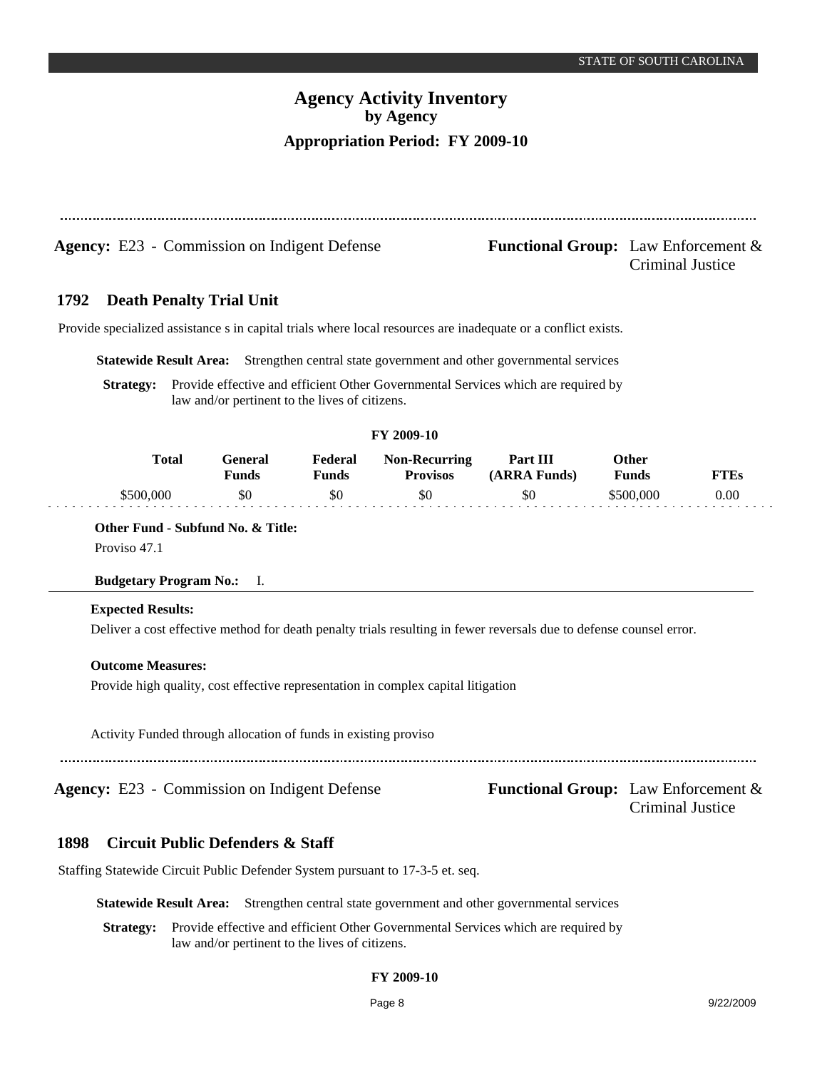# Agency Activity Inventory
## by Agency
## Appropriation Period: FY 2009-10

**Agency:** E23 - Commission on Indigent Defense

**Functional Group:** Law Enforcement & Criminal Justice

### 1792 Death Penalty Trial Unit

Provide specialized assistance s in capital trials where local resources are inadequate or a conflict exists.

**Statewide Result Area:** Strengthen central state government and other governmental services

**Strategy:** Provide effective and efficient Other Governmental Services which are required by law and/or pertinent to the lives of citizens.

**FY 2009-10**

| Total | General Funds | Federal Funds | Non-Recurring Provisos | Part III (ARRA Funds) | Other Funds | FTEs |
|---|---|---|---|---|---|---|
| $500,000 | $0 | $0 | $0 | $0 | $500,000 | 0.00 |

**Other Fund - Subfund No. & Title:**

Proviso 47.1

**Budgetary Program No.:** I.

**Expected Results:**

Deliver a cost effective method for death penalty trials resulting in fewer reversals due to defense counsel error.

**Outcome Measures:**

Provide high quality, cost effective representation in complex capital litigation

Activity Funded through allocation of funds in existing proviso

---

**Agency:** E23 - Commission on Indigent Defense

**Functional Group:** Law Enforcement & Criminal Justice

### 1898 Circuit Public Defenders & Staff

Staffing Statewide Circuit Public Defender System pursuant to 17-3-5 et. seq.

**Statewide Result Area:** Strengthen central state government and other governmental services

**Strategy:** Provide effective and efficient Other Governmental Services which are required by law and/or pertinent to the lives of citizens.

**FY 2009-10**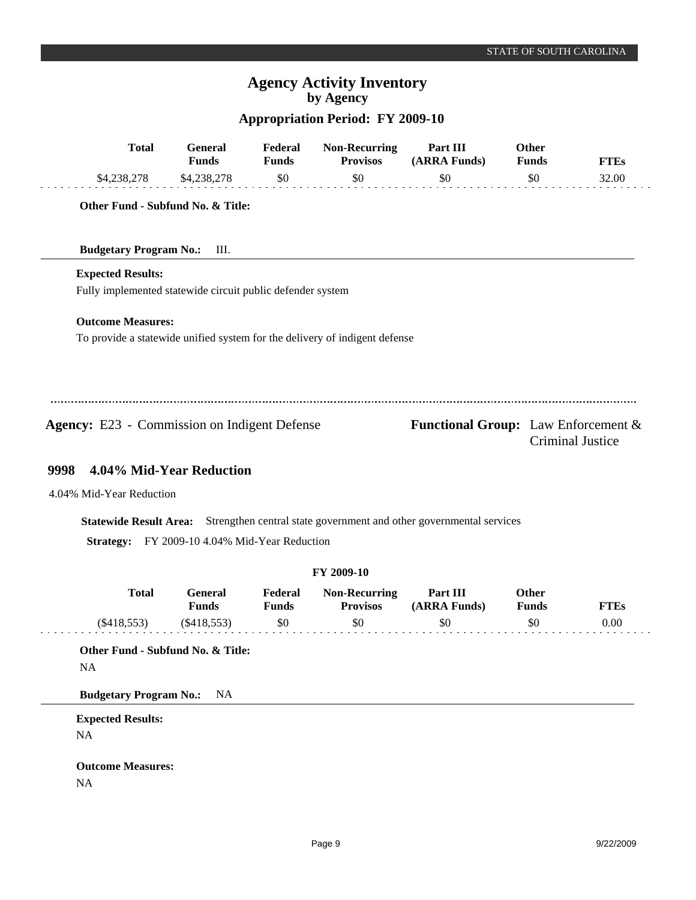| Total | General Funds | Federal Funds | Non-Recurring Provisos | Part III (ARRA Funds) | Other Funds | FTEs |
|---|---|---|---|---|---|---|
| $4,238,278 | $4,238,278 | $0 | $0 | $0 | $0 | 32.00 |

**Other Fund - Subfund No. & Title:**

**Budgetary Program No.:** III.

**Expected Results:**

Fully implemented statewide circuit public defender system

**Outcome Measures:**

To provide a statewide unified system for the delivery of indigent defense

---

**Agency:** E23 - Commission on Indigent Defense

**Functional Group:** Law Enforcement & Criminal Justice

## 9998 4.04% Mid-Year Reduction

4.04% Mid-Year Reduction

**Statewide Result Area:** Strengthen central state government and other governmental services

**Strategy:** FY 2009-10 4.04% Mid-Year Reduction

**FY 2009-10**

| Total | General Funds | Federal Funds | Non-Recurring Provisos | Part III (ARRA Funds) | Other Funds | FTEs |
|---|---|---|---|---|---|---|
| ($418,553) | ($418,553) | $0 | $0 | $0 | $0 | 0.00 |

**Other Fund - Subfund No. & Title:**

NA

**Budgetary Program No.:** NA

**Expected Results:**

NA

**Outcome Measures:**

NA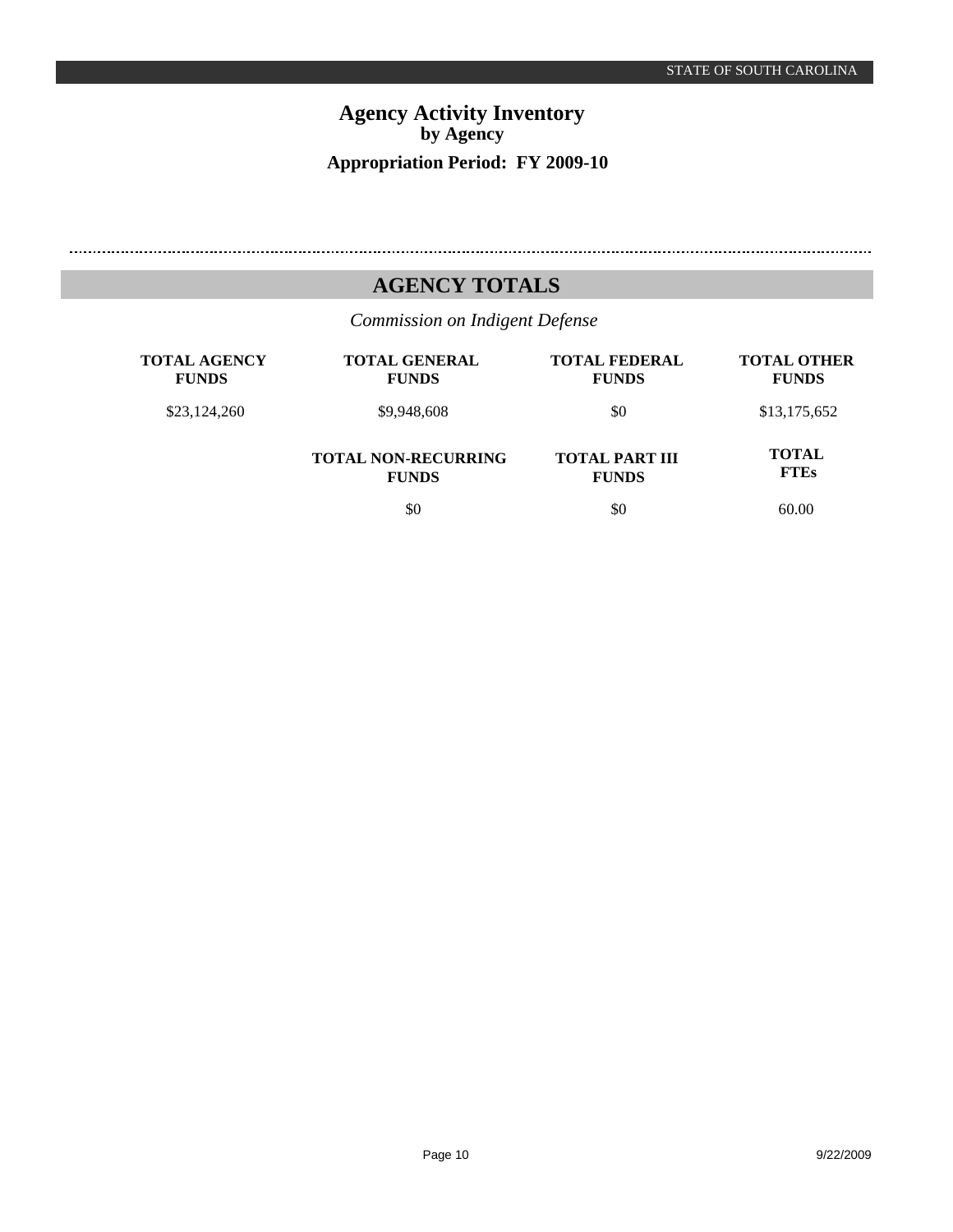# Agency Activity Inventory

**by Agency**

**Appropriation Period: FY 2009-10**

## AGENCY TOTALS

*Commission on Indigent Defense*

| TOTAL AGENCY FUNDS | TOTAL GENERAL FUNDS | TOTAL FEDERAL FUNDS | TOTAL OTHER FUNDS |
|---|---|---|---|
| $23,124,260 | $9,948,608 | $0 | $13,175,652 |
| | **TOTAL NON-RECURRING FUNDS** | **TOTAL PART III FUNDS** | **TOTAL FTEs** |
| | $0 | $0 | 60.00 |